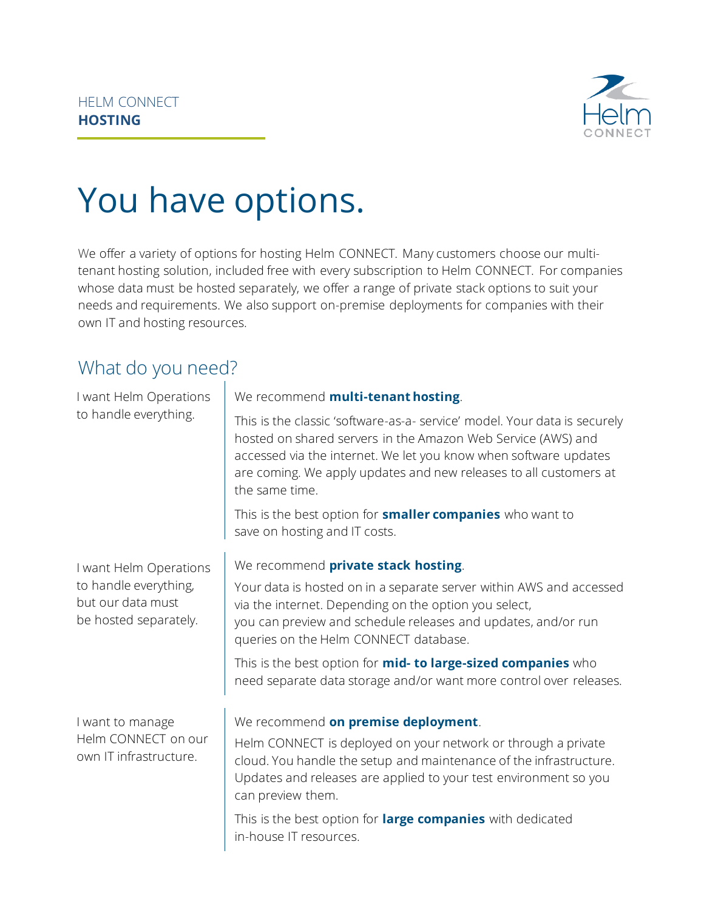HELM CONNECT
**HOSTING**

# You have options.

We offer a variety of options for hosting Helm CONNECT. Many customers choose our multi-tenant hosting solution, included free with every subscription to Helm CONNECT. For companies whose data must be hosted separately, we offer a range of private stack options to suit your needs and requirements. We also support on-premise deployments for companies with their own IT and hosting resources.

## What do you need?

I want Helm Operations to handle everything.

We recommend **multi-tenant hosting**.

This is the classic 'software-as-a- service' model. Your data is securely hosted on shared servers in the Amazon Web Service (AWS) and accessed via the internet. We let you know when software updates are coming. We apply updates and new releases to all customers at the same time.

This is the best option for **smaller companies** who want to save on hosting and IT costs.

I want Helm Operations to handle everything, but our data must be hosted separately.

We recommend **private stack hosting**.

Your data is hosted on in a separate server within AWS and accessed via the internet. Depending on the option you select, you can preview and schedule releases and updates, and/or run queries on the Helm CONNECT database.

This is the best option for **mid- to large-sized companies** who need separate data storage and/or want more control over releases.

I want to manage Helm CONNECT on our own IT infrastructure.

We recommend **on premise deployment**.

Helm CONNECT is deployed on your network or through a private cloud. You handle the setup and maintenance of the infrastructure. Updates and releases are applied to your test environment so you can preview them.

This is the best option for **large companies** with dedicated in-house IT resources.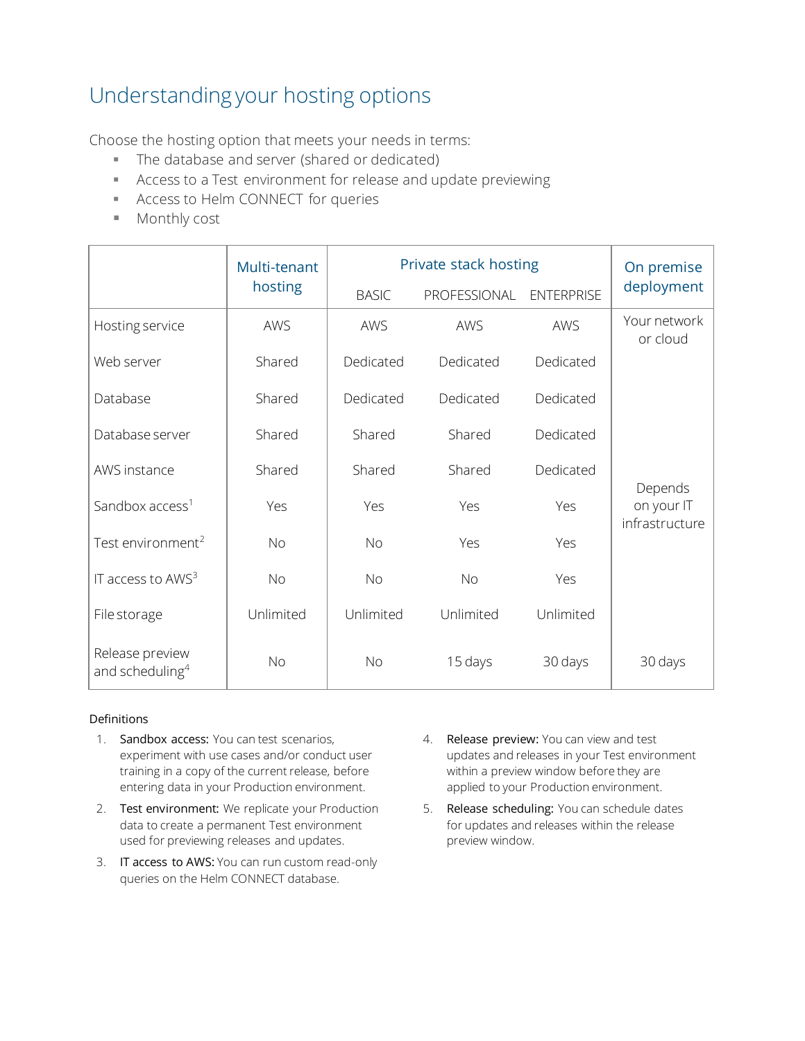# Understanding your hosting options

Choose the hosting option that meets your needs in terms:

- The database and server (shared or dedicated)
- Access to a Test environment for release and update previewing
- Access to Helm CONNECT for queries
- Monthly cost

| | Multi-tenant hosting | Private stack hosting | | | On premise deployment |
|---|---|---|---|---|---|
| | | BASIC | PROFESSIONAL | ENTERPRISE | |
| Hosting service | AWS | AWS | AWS | AWS | Your network or cloud |
| Web server | Shared | Dedicated | Dedicated | Dedicated | Depends on your IT infrastructure |
| Database | Shared | Dedicated | Dedicated | Dedicated | |
| Database server | Shared | Shared | Shared | Dedicated | |
| AWS instance | Shared | Shared | Shared | Dedicated | |
| Sandbox access[1] | Yes | Yes | Yes | Yes | |
| Test environment[2] | No | No | Yes | Yes | |
| IT access to AWS[3] | No | No | No | Yes | |
| File storage | Unlimited | Unlimited | Unlimited | Unlimited | |
| Release preview and scheduling[4] | No | No | 15 days | 30 days | 30 days |

Definitions

1. **Sandbox access:** You can test scenarios, experiment with use cases and/or conduct user training in a copy of the current release, before entering data in your Production environment.
2. **Test environment:** We replicate your Production data to create a permanent Test environment used for previewing releases and updates.
3. **IT access to AWS:** You can run custom read-only queries on the Helm CONNECT database.
4. **Release preview:** You can view and test updates and releases in your Test environment within a preview window before they are applied to your Production environment.
5. **Release scheduling:** You can schedule dates for updates and releases within the release preview window.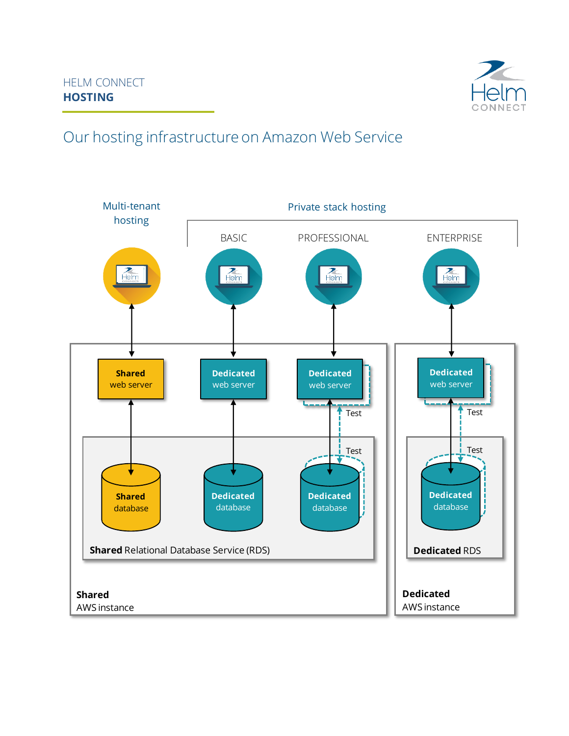HELM CONNECT
**HOSTING**

# Our hosting infrastructure on Amazon Web Service

Multi-tenant hosting

Private stack hosting

BASIC

PROFESSIONAL

ENTERPRISE

**Shared** web server

**Dedicated** web server

**Dedicated** web server

**Dedicated** web server

Test

Test

Test

Test

**Shared** database

**Dedicated** database

**Dedicated** database

**Dedicated** database

**Shared** Relational Database Service (RDS)

**Dedicated** RDS

**Shared** AWS instance

**Dedicated** AWS instance